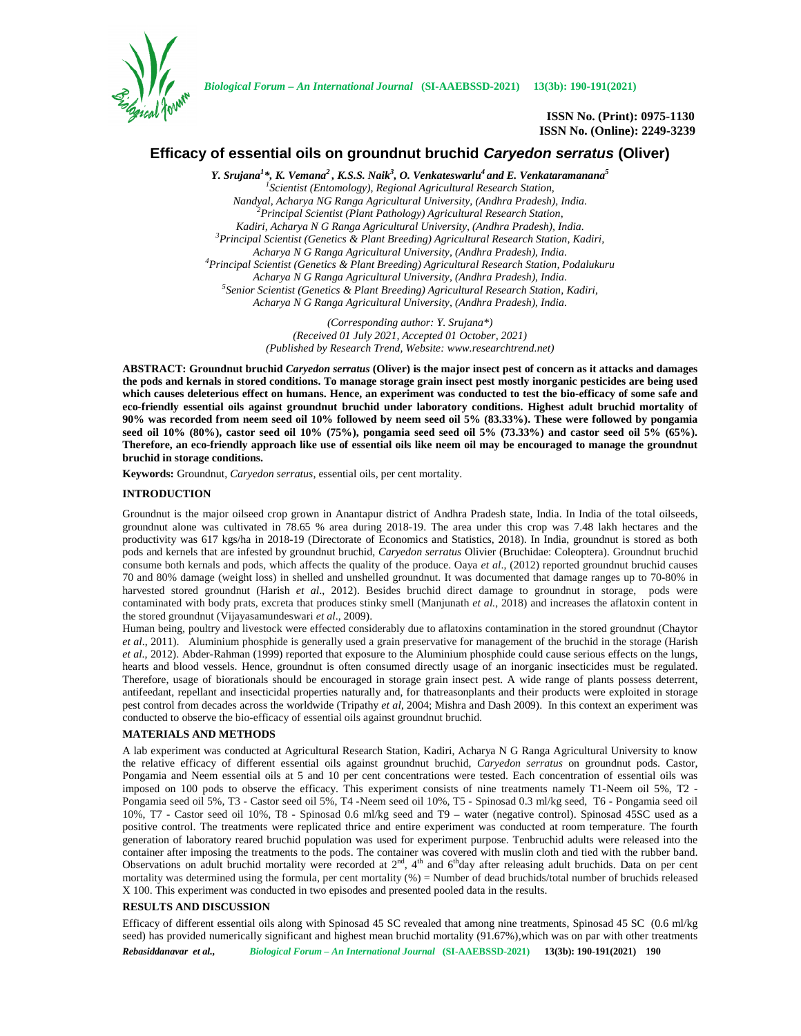# Efficacy of essential oils on groundnut bruchid *Caryedon serratus* (Oliver)

*Y. Srujana[1]\*, K. Vemana[2], K.S.S. Naik[3], O. Venkateswarlu[4] and E. Venkataramanana[5]*

[1]Scientist (Entomology), Regional Agricultural Research Station, Nandyal, Acharya NG Ranga Agricultural University, (Andhra Pradesh), India.
[2]Principal Scientist (Plant Pathology) Agricultural Research Station, Kadiri, Acharya N G Ranga Agricultural University, (Andhra Pradesh), India.
[3]Principal Scientist (Genetics & Plant Breeding) Agricultural Research Station, Kadiri, Acharya N G Ranga Agricultural University, (Andhra Pradesh), India.
[4]Principal Scientist (Genetics & Plant Breeding) Agricultural Research Station, Podalukuru Acharya N G Ranga Agricultural University, (Andhra Pradesh), India.
[5]Senior Scientist (Genetics & Plant Breeding) Agricultural Research Station, Kadiri, Acharya N G Ranga Agricultural University, (Andhra Pradesh), India.

*(Corresponding author: Y. Srujana\*)*
*(Received 01 July 2021, Accepted 01 October, 2021)*
*(Published by Research Trend, Website: www.researchtrend.net)*

**ABSTRACT: Groundnut bruchid *Caryedon serratus* (Oliver) is the major insect pest of concern as it attacks and damages the pods and kernels in stored conditions. To manage storage grain insect pest mostly inorganic pesticides are being used which causes deleterious effect on humans. Hence, an experiment was conducted to test the bio-efficacy of some safe and eco-friendly essential oils against groundnut bruchid under laboratory conditions. Highest adult bruchid mortality of 90% was recorded from neem seed oil 10% followed by neem seed oil 5% (83.33%). These were followed by pongamia seed oil 10% (80%), castor seed oil 10% (75%), pongamia seed seed oil 5% (73.33%) and castor seed oil 5% (65%). Therefore, an eco-friendly approach like use of essential oils like neem oil may be encouraged to manage the groundnut bruchid in storage conditions.**

**Keywords:** Groundnut, *Caryedon serratus*, essential oils, per cent mortality.

## INTRODUCTION

Groundnut is the major oilseed crop grown in Anantapur district of Andhra Pradesh state, India. In India of the total oilseeds, groundnut alone was cultivated in 78.65 % area during 2018-19. The area under this crop was 7.48 lakh hectares and the productivity was 617 kgs/ha in 2018-19 (Directorate of Economics and Statistics, 2018). In India, groundnut is stored as both pods and kernels that are infested by groundnut bruchid, *Caryedon serratus* Olivier (Bruchidae: Coleoptera). Groundnut bruchid consume both kernals and pods, which affects the quality of the produce. Oaya *et al*., (2012) reported groundnut bruchid causes 70 and 80% damage (weight loss) in shelled and unshelled groundnut. It was documented that damage ranges up to 70-80% in harvested stored groundnut (Harish *et al*., 2012). Besides bruchid direct damage to groundnut in storage, pods were contaminated with body prats, excreta that produces stinky smell (Manjunath *et al.*, 2018) and increases the aflatoxin content in the stored groundnut (Vijayasamundeswari *et al*., 2009).

Human being, poultry and livestock were effected considerably due to aflatoxins contamination in the stored groundnut (Chaytor *et al*., 2011). Aluminium phosphide is generally used a grain preservative for management of the bruchid in the storage (Harish *et al*., 2012). Abder-Rahman (1999) reported that exposure to the Aluminium phosphide could cause serious effects on the lungs, hearts and blood vessels. Hence, groundnut is often consumed directly usage of an inorganic insecticides must be regulated. Therefore, usage of biorationals should be encouraged in storage grain insect pest. A wide range of plants possess deterrent, antifeedant, repellant and insecticidal properties naturally and, for thatreasonplants and their products were exploited in storage pest control from decades across the worldwide (Tripathy *et al*, 2004; Mishra and Dash 2009). In this context an experiment was conducted to observe the bio-efficacy of essential oils against groundnut bruchid.

## MATERIALS AND METHODS

A lab experiment was conducted at Agricultural Research Station, Kadiri, Acharya N G Ranga Agricultural University to know the relative efficacy of different essential oils against groundnut bruchid, *Caryedon serratus* on groundnut pods. Castor, Pongamia and Neem essential oils at 5 and 10 per cent concentrations were tested. Each concentration of essential oils was imposed on 100 pods to observe the efficacy. This experiment consists of nine treatments namely T1-Neem oil 5%, T2 - Pongamia seed oil 5%, T3 - Castor seed oil 5%, T4 -Neem seed oil 10%, T5 - Spinosad 0.3 ml/kg seed, T6 - Pongamia seed oil 10%, T7 - Castor seed oil 10%, T8 - Spinosad 0.6 ml/kg seed and T9 – water (negative control). Spinosad 45SC used as a positive control. The treatments were replicated thrice and entire experiment was conducted at room temperature. The fourth generation of laboratory reared bruchid population was used for experiment purpose. Tenbruchid adults were released into the container after imposing the treatments to the pods. The container was covered with muslin cloth and tied with the rubber band. Observations on adult bruchid mortality were recorded at $2^{nd}$, $4^{th}$ and $6^{th}$day after releasing adult bruchids. Data on per cent mortality was determined using the formula, per cent mortality (%) = Number of dead bruchids/total number of bruchids released X 100. This experiment was conducted in two episodes and presented pooled data in the results.

## RESULTS AND DISCUSSION

Efficacy of different essential oils along with Spinosad 45 SC revealed that among nine treatments, Spinosad 45 SC (0.6 ml/kg seed) has provided numerically significant and highest mean bruchid mortality (91.67%),which was on par with other treatments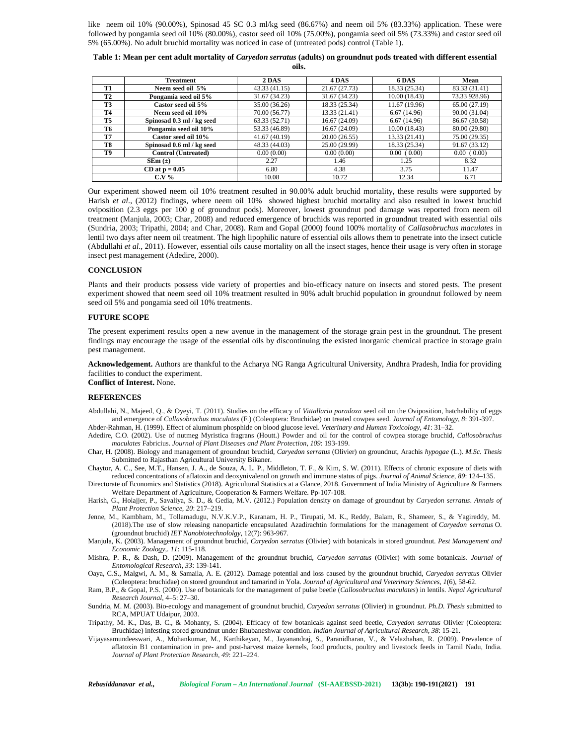like neem oil 10% (90.00%), Spinosad 45 SC 0.3 ml/kg seed (86.67%) and neem oil 5% (83.33%) application. These were followed by pongamia seed oil 10% (80.00%), castor seed oil 10% (75.00%), pongamia seed oil 5% (73.33%) and castor seed oil 5% (65.00%). No adult bruchid mortality was noticed in case of (untreated pods) control (Table 1).

**Table 1: Mean per cent adult mortality of *Caryedon serratus* (adults) on groundnut pods treated with different essential oils.**

| | Treatment | 2 DAS | 4 DAS | 6 DAS | Mean |
|---|---|---|---|---|---|
| T1 | Neem seed oil 5% | 43.33 (41.15) | 21.67 (27.73) | 18.33 (25.34) | 83.33 (31.41) |
| T2 | Pongamia seed oil 5% | 31.67 (34.23) | 31.67 (34.23) | 10.00 (18.43) | 73.33 928.96) |
| T3 | Castor seed oil 5% | 35.00 (36.26) | 18.33 (25.34) | 11.67 (19.96) | 65.00 (27.19) |
| T4 | Neem seed oil 10% | 70.00 (56.77) | 13.33 (21.41) | 6.67 (14.96) | 90.00 (31.04) |
| T5 | Spinosad 0.3 ml / kg seed | 63.33 (52.71) | 16.67 (24.09) | 6.67 (14.96) | 86.67 (30.58) |
| T6 | Pongamia seed oil 10% | 53.33 (46.89) | 16.67 (24.09) | 10.00 (18.43) | 80.00 (29.80) |
| T7 | Castor seed oil 10% | 41.67 (40.19) | 20.00 (26.55) | 13.33 (21.41) | 75.00 (29.35) |
| T8 | Spinosad 0.6 ml / kg seed | 48.33 (44.03) | 25.00 (29.99) | 18.33 (25.34) | 91.67 (33.12) |
| T9 | Control (Untreated) | 0.00 (0.00) | 0.00 (0.00) | 0.00 ( 0.00) | 0.00 ( 0.00) |
| SEm (±) | | 2.27 | 1.46 | 1.25 | 8.32 |
| CD at p = 0.05 | | 6.80 | 4.38 | 3.75 | 11.47 |
| C.V % | | 10.08 | 10.72 | 12.34 | 6.71 |

Our experiment showed neem oil 10% treatment resulted in 90.00% adult bruchid mortality, these results were supported by Harish *et al*., (2012) findings, where neem oil 10% showed highest bruchid mortality and also resulted in lowest bruchid oviposition (2.3 eggs per 100 g of groundnut pods). Moreover, lowest groundnut pod damage was reported from neem oil treatment (Manjula, 2003; Char, 2008) and reduced emergence of bruchids was reported in groundnut treated with essential oils (Sundria, 2003; Tripathi, 2004; and Char, 2008). Ram and Gopal (2000) found 100% mortality of *Callasobruchus maculates* in lentil two days after neem oil treatment. The high lipophilic nature of essential oils allows them to penetrate into the insect cuticle (Abdullahi *et al*., 2011). However, essential oils cause mortality on all the insect stages, hence their usage is very often in storage insect pest management (Adedire, 2000).

## CONCLUSION

Plants and their products possess vide variety of properties and bio-efficacy nature on insects and stored pests. The present experiment showed that neem seed oil 10% treatment resulted in 90% adult bruchid population in groundnut followed by neem seed oil 5% and pongamia seed oil 10% treatments.

## FUTURE SCOPE

The present experiment results open a new avenue in the management of the storage grain pest in the groundnut. The present findings may encourage the usage of the essential oils by discontinuing the existed inorganic chemical practice in storage grain pest management.

**Acknowledgement.** Authors are thankful to the Acharya NG Ranga Agricultural University, Andhra Pradesh, India for providing facilities to conduct the experiment.

**Conflict of Interest.** None.

## REFERENCES

Abdullahi, N., Majeed, Q., & Oyeyi, T. (2011). Studies on the efficacy of *Vittallaria paradoxa* seed oil on the Oviposition, hatchability of eggs and emergence of *Callasobruchus maculates* (F.) (Coleoptera: Bruchidae) on treated cowpea seed. *Journal of Entomology, 8*: 391-397.

Abder-Rahman, H. (1999). Effect of aluminum phosphide on blood glucose level. *Veterinary and Human Toxicology, 41*: 31–32.

Adedire, C.O. (2002). Use of nutmeg Myristica fragrans (Houtt.) Powder and oil for the control of cowpea storage bruchid, *Callosobruchus maculates* Fabricius. *Journal of Plant Diseases and Plant Protection, 109*: 193-199.

Char, H. (2008). Biology and management of groundnut bruchid, *Caryedon serratus* (Olivier) on groundnut, Arachis *hypogae* (L.). *M.Sc. Thesis* Submitted to Rajasthan Agricultural University Bikaner.

Chaytor, A. C., See, M.T., Hansen, J. A., de Souza, A. L. P., Middleton, T. F., & Kim, S. W. (2011). Effects of chronic exposure of diets with reduced concentrations of aflatoxin and deoxynivalenol on growth and immune status of pigs. *Journal of Animal Science, 89*: 124–135.

Directorate of Economics and Statistics (2018). Agricultural Statistics at a Glance, 2018. Government of India Ministry of Agriculture & Farmers Welfare Department of Agriculture, Cooperation & Farmers Welfare. Pp-107-108.

Harish, G., Holajjer, P., Savaliya, S. D., & Gedia, M.V. (2012.) Population density on damage of groundnut by *Caryedon serratus*. *Annals of Plant Protection Science, 20*: 217–219.

Jenne, M., Kambham, M., Tollamadugu, N.V.K.V.P., Karanam, H. P., Tirupati, M. K., Reddy, Balam, R., Shameer, S., & Yagireddy, M. (2018).The use of slow releasing nanoparticle encapsulated Azadirachtin formulations for the management of *Caryedon serratus* O. (groundnut bruchid) *IET Nanobiotechnololgy*, 12(7): 963-967.

Manjula, K. (2003). Management of groundnut bruchid, *Caryedon serratus* (Olivier) with botanicals in stored groundnut. *Pest Management and Economic Zoology,. 11*: 115-118.

Mishra, P. R., & Dash, D. (2009). Management of the groundnut bruchid, *Caryedon serratus* (Olivier) with some botanicals. *Journal of Entomological Research, 33*: 139-141.

Oaya, C.S., Malgwi, A. M., & Samaila, A. E. (2012). Damage potential and loss caused by the groundnut bruchid, *Caryedon serratus* Olivier (Coleoptera: bruchidae) on stored groundnut and tamarind in Yola. *Journal of Agricultural and Veterinary Sciences, 1*(6), 58-62.

Ram, B.P., & Gopal, P.S. (2000). Use of botanicals for the management of pulse beetle (*Callosobruchus maculates*) in lentils. *Nepal Agricultural Research Journal*, 4–5: 27–30.

Sundria, M. M. (2003). Bio-ecology and management of groundnut bruchid, *Caryedon serratus* (Olivier) in groundnut. *Ph.D. Thesis* submitted to RCA, MPUAT Udaipur, 2003.

Tripathy, M. K., Das, B. C., & Mohanty, S. (2004). Efficacy of few botanicals against seed beetle, *Caryedon serratus* Olivier (Coleoptera: Bruchidae) infesting stored groundnut under Bhubaneshwar condition. *Indian Journal of Agricultural Research, 38*: 15-21.

Vijayasamundeeswari, A., Mohankumar, M., Karthikeyan, M., Jayanandraj, S., Paranidharan, V., & Velazhahan, R. (2009). Prevalence of aflatoxin B1 contamination in pre- and post-harvest maize kernels, food products, poultry and livestock feeds in Tamil Nadu, India. *Journal of Plant Protection Research, 49*: 221–224.